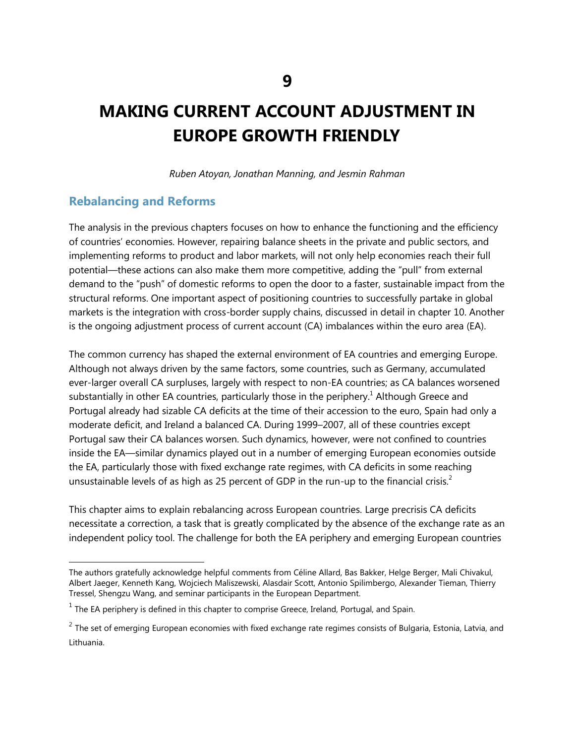# 9

# MAKING CURRENT ACCOUNT ADJUSTMENT IN EUROPE GROWTH FRIENDLY

*Ruben Atoyan, Jonathan Manning, and Jesmin Rahman*

## Rebalancing and Reforms

The analysis in the previous chapters focuses on how to enhance the functioning and the efficiency of countries' economies. However, repairing balance sheets in the private and public sectors, and implementing reforms to product and labor markets, will not only help economies reach their full potential—these actions can also make them more competitive, adding the "pull" from external demand to the "push" of domestic reforms to open the door to a faster, sustainable impact from the structural reforms. One important aspect of positioning countries to successfully partake in global markets is the integration with cross-border supply chains, discussed in detail in chapter 10. Another is the ongoing adjustment process of current account (CA) imbalances within the euro area (EA).

The common currency has shaped the external environment of EA countries and emerging Europe. Although not always driven by the same factors, some countries, such as Germany, accumulated ever-larger overall CA surpluses, largely with respect to non-EA countries; as CA balances worsened substantially in other EA countries, particularly those in the periphery.[1] Although Greece and Portugal already had sizable CA deficits at the time of their accession to the euro, Spain had only a moderate deficit, and Ireland a balanced CA. During 1999–2007, all of these countries except Portugal saw their CA balances worsen. Such dynamics, however, were not confined to countries inside the EA—similar dynamics played out in a number of emerging European economies outside the EA, particularly those with fixed exchange rate regimes, with CA deficits in some reaching unsustainable levels of as high as 25 percent of GDP in the run-up to the financial crisis.[2]

This chapter aims to explain rebalancing across European countries. Large precrisis CA deficits necessitate a correction, a task that is greatly complicated by the absence of the exchange rate as an independent policy tool. The challenge for both the EA periphery and emerging European countries

---

The authors gratefully acknowledge helpful comments from Céline Allard, Bas Bakker, Helge Berger, Mali Chivakul, Albert Jaeger, Kenneth Kang, Wojciech Maliszewski, Alasdair Scott, Antonio Spilimbergo, Alexander Tieman, Thierry Tressel, Shengzu Wang, and seminar participants in the European Department.

[1] The EA periphery is defined in this chapter to comprise Greece, Ireland, Portugal, and Spain.

[2] The set of emerging European economies with fixed exchange rate regimes consists of Bulgaria, Estonia, Latvia, and Lithuania.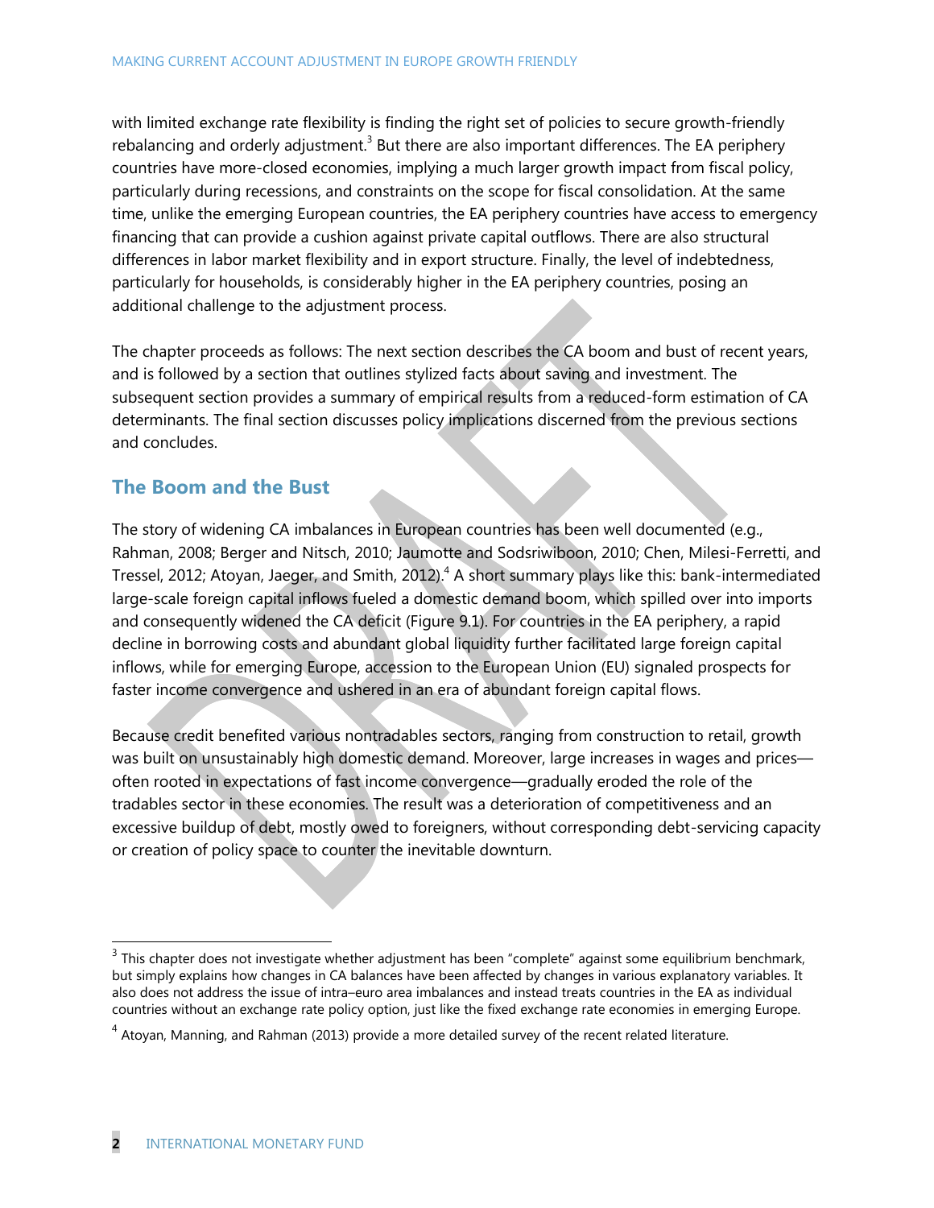with limited exchange rate flexibility is finding the right set of policies to secure growth-friendly rebalancing and orderly adjustment.[3] But there are also important differences. The EA periphery countries have more-closed economies, implying a much larger growth impact from fiscal policy, particularly during recessions, and constraints on the scope for fiscal consolidation. At the same time, unlike the emerging European countries, the EA periphery countries have access to emergency financing that can provide a cushion against private capital outflows. There are also structural differences in labor market flexibility and in export structure. Finally, the level of indebtedness, particularly for households, is considerably higher in the EA periphery countries, posing an additional challenge to the adjustment process.

The chapter proceeds as follows: The next section describes the CA boom and bust of recent years, and is followed by a section that outlines stylized facts about saving and investment. The subsequent section provides a summary of empirical results from a reduced-form estimation of CA determinants. The final section discusses policy implications discerned from the previous sections and concludes.

## The Boom and the Bust

The story of widening CA imbalances in European countries has been well documented (e.g., Rahman, 2008; Berger and Nitsch, 2010; Jaumotte and Sodsriwiboon, 2010; Chen, Milesi-Ferretti, and Tressel, 2012; Atoyan, Jaeger, and Smith, 2012).[4] A short summary plays like this: bank-intermediated large-scale foreign capital inflows fueled a domestic demand boom, which spilled over into imports and consequently widened the CA deficit (Figure 9.1). For countries in the EA periphery, a rapid decline in borrowing costs and abundant global liquidity further facilitated large foreign capital inflows, while for emerging Europe, accession to the European Union (EU) signaled prospects for faster income convergence and ushered in an era of abundant foreign capital flows.

Because credit benefited various nontradables sectors, ranging from construction to retail, growth was built on unsustainably high domestic demand. Moreover, large increases in wages and prices—often rooted in expectations of fast income convergence—gradually eroded the role of the tradables sector in these economies. The result was a deterioration of competitiveness and an excessive buildup of debt, mostly owed to foreigners, without corresponding debt-servicing capacity or creation of policy space to counter the inevitable downturn.

---

[3] This chapter does not investigate whether adjustment has been "complete" against some equilibrium benchmark, but simply explains how changes in CA balances have been affected by changes in various explanatory variables. It also does not address the issue of intra–euro area imbalances and instead treats countries in the EA as individual countries without an exchange rate policy option, just like the fixed exchange rate economies in emerging Europe.

[4] Atoyan, Manning, and Rahman (2013) provide a more detailed survey of the recent related literature.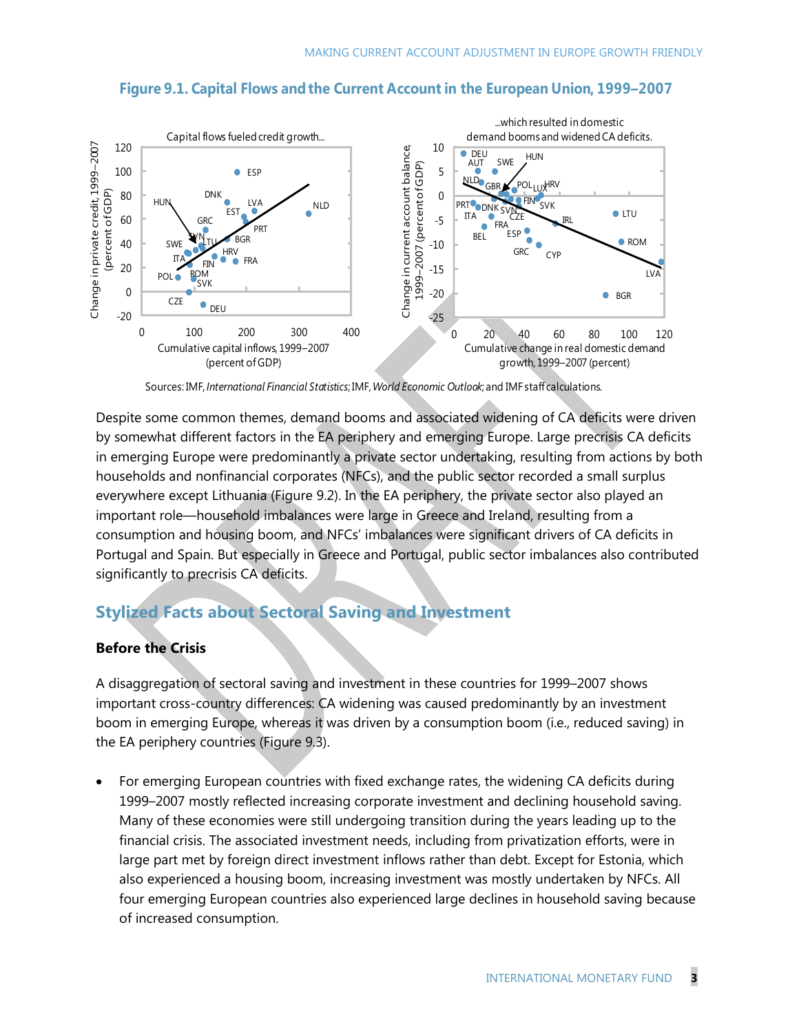### Figure 9.1. Capital Flows and the Current Account in the European Union, 1999–2007

Sources: IMF, *International Financial Statistics*; IMF, *World Economic Outlook*; and IMF staff calculations.

Despite some common themes, demand booms and associated widening of CA deficits were driven by somewhat different factors in the EA periphery and emerging Europe. Large precrisis CA deficits in emerging Europe were predominantly a private sector undertaking, resulting from actions by both households and nonfinancial corporates (NFCs), and the public sector recorded a small surplus everywhere except Lithuania (Figure 9.2). In the EA periphery, the private sector also played an important role—household imbalances were large in Greece and Ireland, resulting from a consumption and housing boom, and NFCs' imbalances were significant drivers of CA deficits in Portugal and Spain. But especially in Greece and Portugal, public sector imbalances also contributed significantly to precrisis CA deficits.

## Stylized Facts about Sectoral Saving and Investment

### Before the Crisis

A disaggregation of sectoral saving and investment in these countries for 1999–2007 shows important cross-country differences: CA widening was caused predominantly by an investment boom in emerging Europe, whereas it was driven by a consumption boom (i.e., reduced saving) in the EA periphery countries (Figure 9.3).

- For emerging European countries with fixed exchange rates, the widening CA deficits during 1999–2007 mostly reflected increasing corporate investment and declining household saving. Many of these economies were still undergoing transition during the years leading up to the financial crisis. The associated investment needs, including from privatization efforts, were in large part met by foreign direct investment inflows rather than debt. Except for Estonia, which also experienced a housing boom, increasing investment was mostly undertaken by NFCs. All four emerging European countries also experienced large declines in household saving because of increased consumption.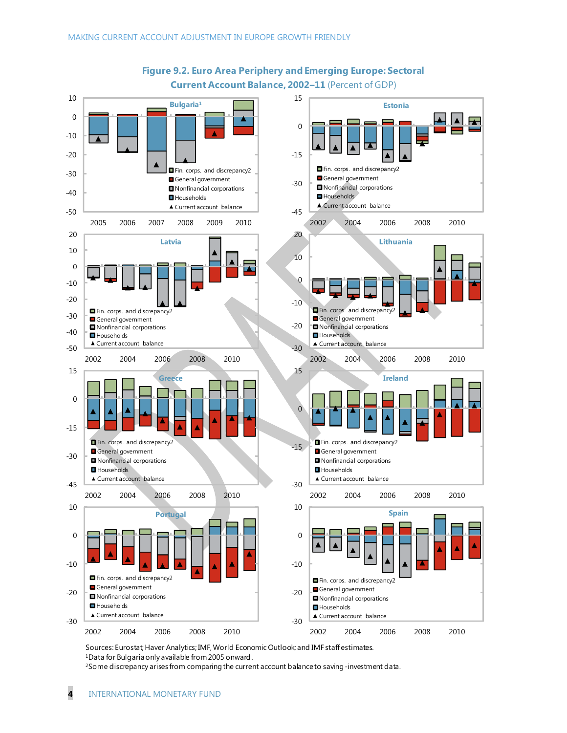**Figure 9.2. Euro Area Periphery and Emerging Europe: Sectoral Current Account Balance, 2002–11** (Percent of GDP)

Sources: Eurostat; Haver Analytics; IMF, World Economic Outlook; and IMF staff estimates.
[1]Data for Bulgaria only available from 2005 onward.
[2]Some discrepancy arises from comparing the current account balance to saving-investment data.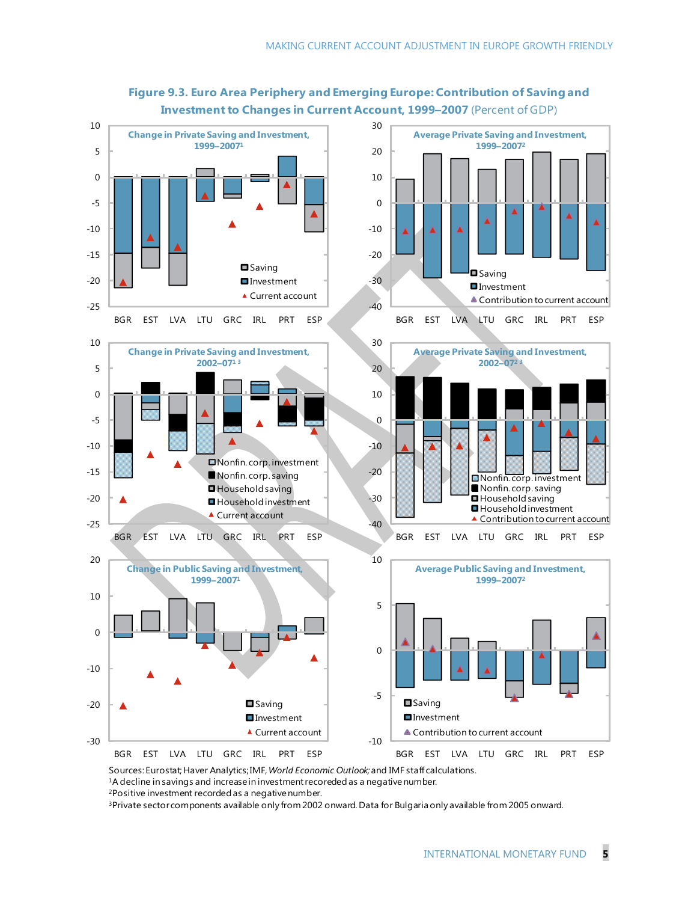**Figure 9.3. Euro Area Periphery and Emerging Europe: Contribution of Saving and Investment to Changes in Current Account, 1999–2007** (Percent of GDP)

**Change in Private Saving and Investment, 1999–2007**[1]

**Average Private Saving and Investment, 1999–2007**[2]

**Change in Private Saving and Investment, 2002–07**[1,3]

**Average Private Saving and Investment, 2002–07**[2,3]

**Change in Public Saving and Investment, 1999–2007**[1]

**Average Public Saving and Investment, 1999–2007**[2]

Sources: Eurostat; Haver Analytics; IMF, *World Economic Outlook;* and IMF staff calculations.
[1] A decline in savings and increase in investment recoreded as a negative number.
[2] Positive investment recorded as a negative number.
[3] Private sector components available only from 2002 onward. Data for Bulgaria only available from 2005 onward.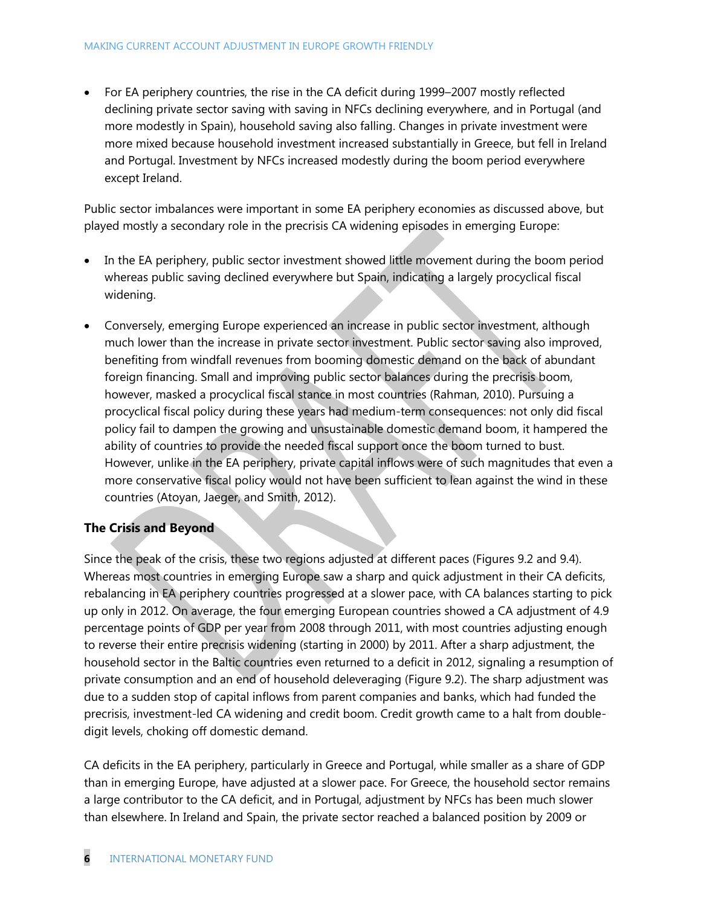- For EA periphery countries, the rise in the CA deficit during 1999–2007 mostly reflected declining private sector saving with saving in NFCs declining everywhere, and in Portugal (and more modestly in Spain), household saving also falling. Changes in private investment were more mixed because household investment increased substantially in Greece, but fell in Ireland and Portugal. Investment by NFCs increased modestly during the boom period everywhere except Ireland.

Public sector imbalances were important in some EA periphery economies as discussed above, but played mostly a secondary role in the precrisis CA widening episodes in emerging Europe:

- In the EA periphery, public sector investment showed little movement during the boom period whereas public saving declined everywhere but Spain, indicating a largely procyclical fiscal widening.

- Conversely, emerging Europe experienced an increase in public sector investment, although much lower than the increase in private sector investment. Public sector saving also improved, benefiting from windfall revenues from booming domestic demand on the back of abundant foreign financing. Small and improving public sector balances during the precrisis boom, however, masked a procyclical fiscal stance in most countries (Rahman, 2010). Pursuing a procyclical fiscal policy during these years had medium-term consequences: not only did fiscal policy fail to dampen the growing and unsustainable domestic demand boom, it hampered the ability of countries to provide the needed fiscal support once the boom turned to bust. However, unlike in the EA periphery, private capital inflows were of such magnitudes that even a more conservative fiscal policy would not have been sufficient to lean against the wind in these countries (Atoyan, Jaeger, and Smith, 2012).

### The Crisis and Beyond

Since the peak of the crisis, these two regions adjusted at different paces (Figures 9.2 and 9.4). Whereas most countries in emerging Europe saw a sharp and quick adjustment in their CA deficits, rebalancing in EA periphery countries progressed at a slower pace, with CA balances starting to pick up only in 2012. On average, the four emerging European countries showed a CA adjustment of 4.9 percentage points of GDP per year from 2008 through 2011, with most countries adjusting enough to reverse their entire precrisis widening (starting in 2000) by 2011. After a sharp adjustment, the household sector in the Baltic countries even returned to a deficit in 2012, signaling a resumption of private consumption and an end of household deleveraging (Figure 9.2). The sharp adjustment was due to a sudden stop of capital inflows from parent companies and banks, which had funded the precrisis, investment-led CA widening and credit boom. Credit growth came to a halt from double-digit levels, choking off domestic demand.

CA deficits in the EA periphery, particularly in Greece and Portugal, while smaller as a share of GDP than in emerging Europe, have adjusted at a slower pace. For Greece, the household sector remains a large contributor to the CA deficit, and in Portugal, adjustment by NFCs has been much slower than elsewhere. In Ireland and Spain, the private sector reached a balanced position by 2009 or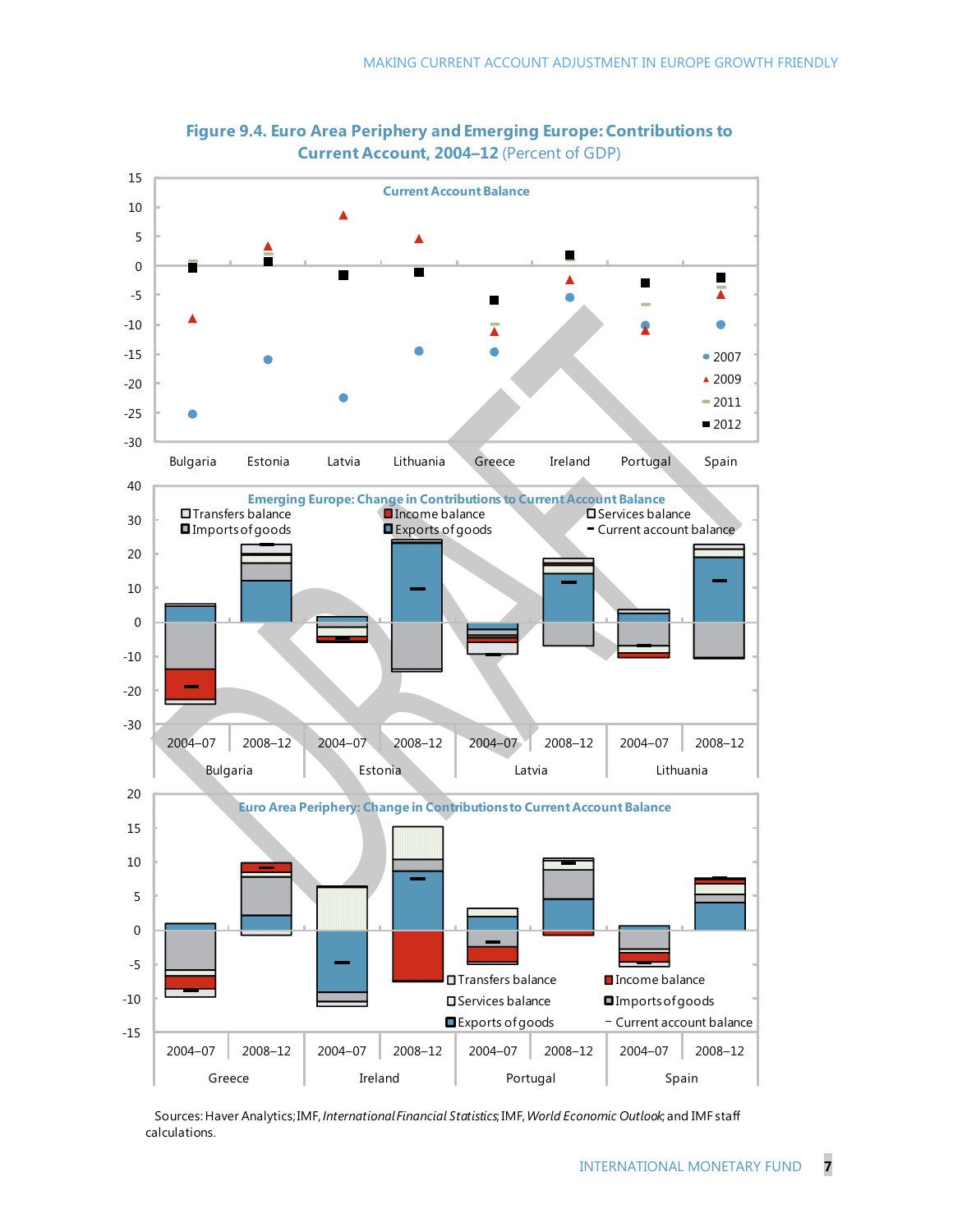**Figure 9.4. Euro Area Periphery and Emerging Europe: Contributions to Current Account, 2004–12** (Percent of GDP)

Sources: Haver Analytics; IMF, *International Financial Statistics*; IMF, *World Economic Outlook*; and IMF staff calculations.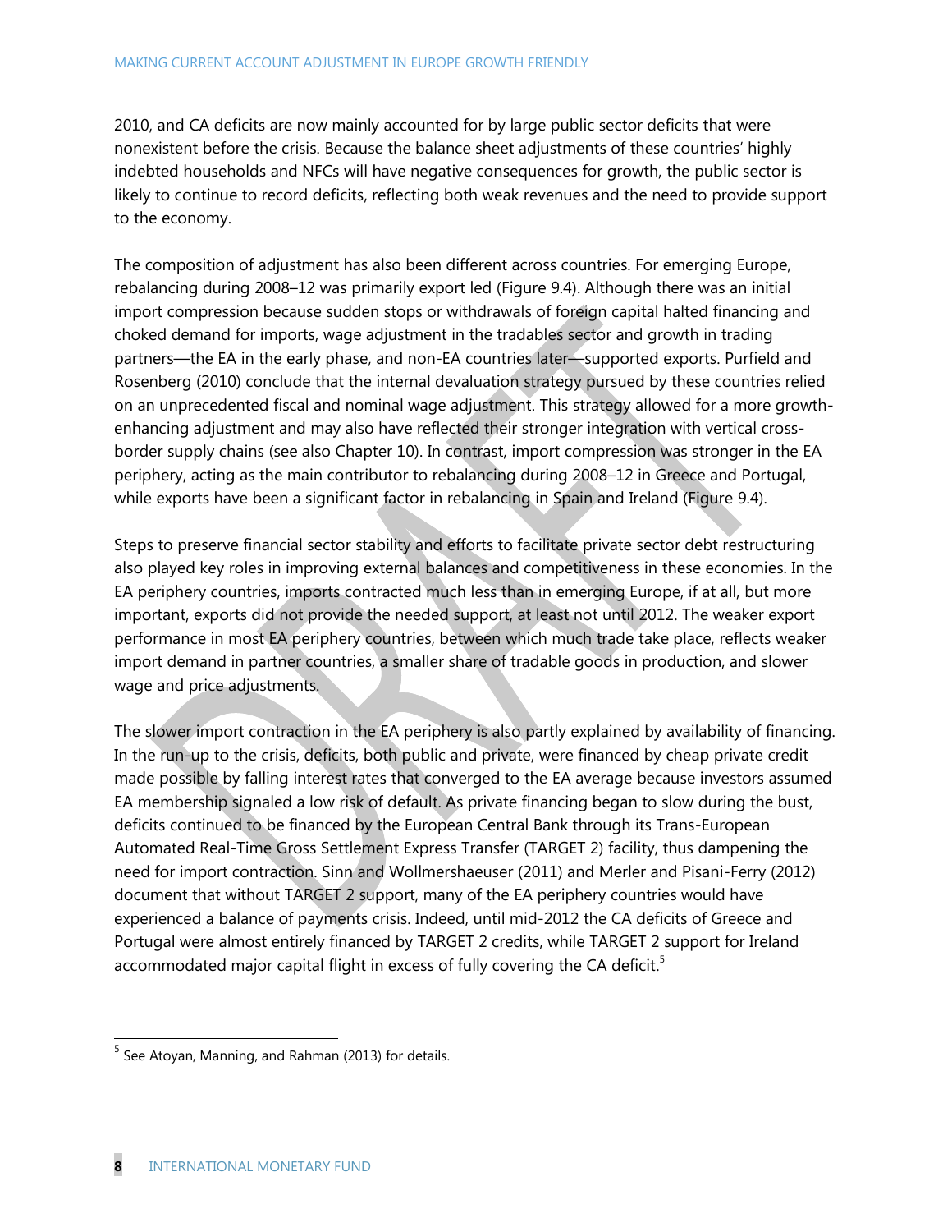2010, and CA deficits are now mainly accounted for by large public sector deficits that were nonexistent before the crisis. Because the balance sheet adjustments of these countries' highly indebted households and NFCs will have negative consequences for growth, the public sector is likely to continue to record deficits, reflecting both weak revenues and the need to provide support to the economy.

The composition of adjustment has also been different across countries. For emerging Europe, rebalancing during 2008–12 was primarily export led (Figure 9.4). Although there was an initial import compression because sudden stops or withdrawals of foreign capital halted financing and choked demand for imports, wage adjustment in the tradables sector and growth in trading partners—the EA in the early phase, and non-EA countries later—supported exports. Purfield and Rosenberg (2010) conclude that the internal devaluation strategy pursued by these countries relied on an unprecedented fiscal and nominal wage adjustment. This strategy allowed for a more growth-enhancing adjustment and may also have reflected their stronger integration with vertical cross-border supply chains (see also Chapter 10). In contrast, import compression was stronger in the EA periphery, acting as the main contributor to rebalancing during 2008–12 in Greece and Portugal, while exports have been a significant factor in rebalancing in Spain and Ireland (Figure 9.4).

Steps to preserve financial sector stability and efforts to facilitate private sector debt restructuring also played key roles in improving external balances and competitiveness in these economies. In the EA periphery countries, imports contracted much less than in emerging Europe, if at all, but more important, exports did not provide the needed support, at least not until 2012. The weaker export performance in most EA periphery countries, between which much trade take place, reflects weaker import demand in partner countries, a smaller share of tradable goods in production, and slower wage and price adjustments.

The slower import contraction in the EA periphery is also partly explained by availability of financing. In the run-up to the crisis, deficits, both public and private, were financed by cheap private credit made possible by falling interest rates that converged to the EA average because investors assumed EA membership signaled a low risk of default. As private financing began to slow during the bust, deficits continued to be financed by the European Central Bank through its Trans-European Automated Real-Time Gross Settlement Express Transfer (TARGET 2) facility, thus dampening the need for import contraction. Sinn and Wollmershaeuser (2011) and Merler and Pisani-Ferry (2012) document that without TARGET 2 support, many of the EA periphery countries would have experienced a balance of payments crisis. Indeed, until mid-2012 the CA deficits of Greece and Portugal were almost entirely financed by TARGET 2 credits, while TARGET 2 support for Ireland accommodated major capital flight in excess of fully covering the CA deficit.[5]

[5] See Atoyan, Manning, and Rahman (2013) for details.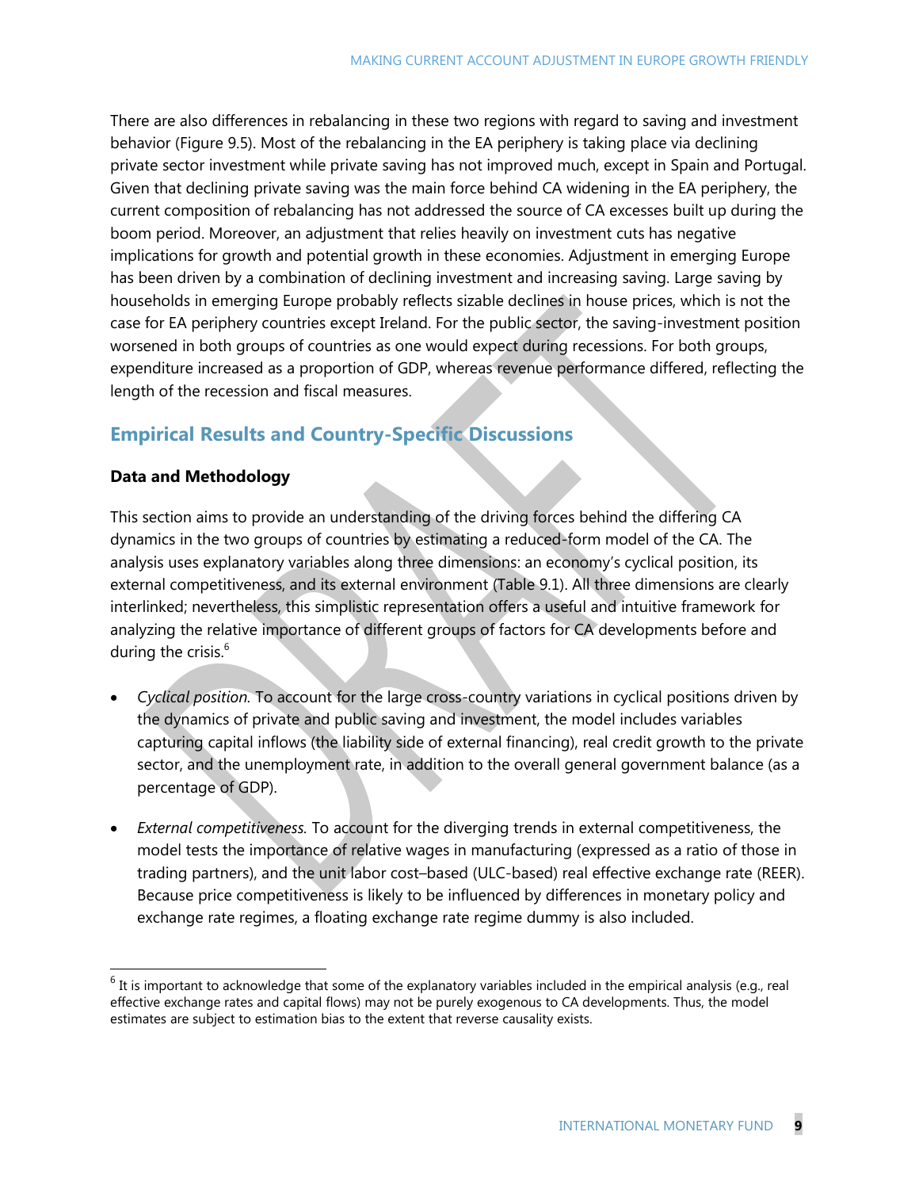There are also differences in rebalancing in these two regions with regard to saving and investment behavior (Figure 9.5). Most of the rebalancing in the EA periphery is taking place via declining private sector investment while private saving has not improved much, except in Spain and Portugal. Given that declining private saving was the main force behind CA widening in the EA periphery, the current composition of rebalancing has not addressed the source of CA excesses built up during the boom period. Moreover, an adjustment that relies heavily on investment cuts has negative implications for growth and potential growth in these economies. Adjustment in emerging Europe has been driven by a combination of declining investment and increasing saving. Large saving by households in emerging Europe probably reflects sizable declines in house prices, which is not the case for EA periphery countries except Ireland. For the public sector, the saving-investment position worsened in both groups of countries as one would expect during recessions. For both groups, expenditure increased as a proportion of GDP, whereas revenue performance differed, reflecting the length of the recession and fiscal measures.

## Empirical Results and Country-Specific Discussions

### Data and Methodology

This section aims to provide an understanding of the driving forces behind the differing CA dynamics in the two groups of countries by estimating a reduced-form model of the CA. The analysis uses explanatory variables along three dimensions: an economy's cyclical position, its external competitiveness, and its external environment (Table 9.1). All three dimensions are clearly interlinked; nevertheless, this simplistic representation offers a useful and intuitive framework for analyzing the relative importance of different groups of factors for CA developments before and during the crisis.[6]

- *Cyclical position.* To account for the large cross-country variations in cyclical positions driven by the dynamics of private and public saving and investment, the model includes variables capturing capital inflows (the liability side of external financing), real credit growth to the private sector, and the unemployment rate, in addition to the overall general government balance (as a percentage of GDP).

- *External competitiveness.* To account for the diverging trends in external competitiveness, the model tests the importance of relative wages in manufacturing (expressed as a ratio of those in trading partners), and the unit labor cost–based (ULC-based) real effective exchange rate (REER). Because price competitiveness is likely to be influenced by differences in monetary policy and exchange rate regimes, a floating exchange rate regime dummy is also included.

[6] It is important to acknowledge that some of the explanatory variables included in the empirical analysis (e.g., real effective exchange rates and capital flows) may not be purely exogenous to CA developments. Thus, the model estimates are subject to estimation bias to the extent that reverse causality exists.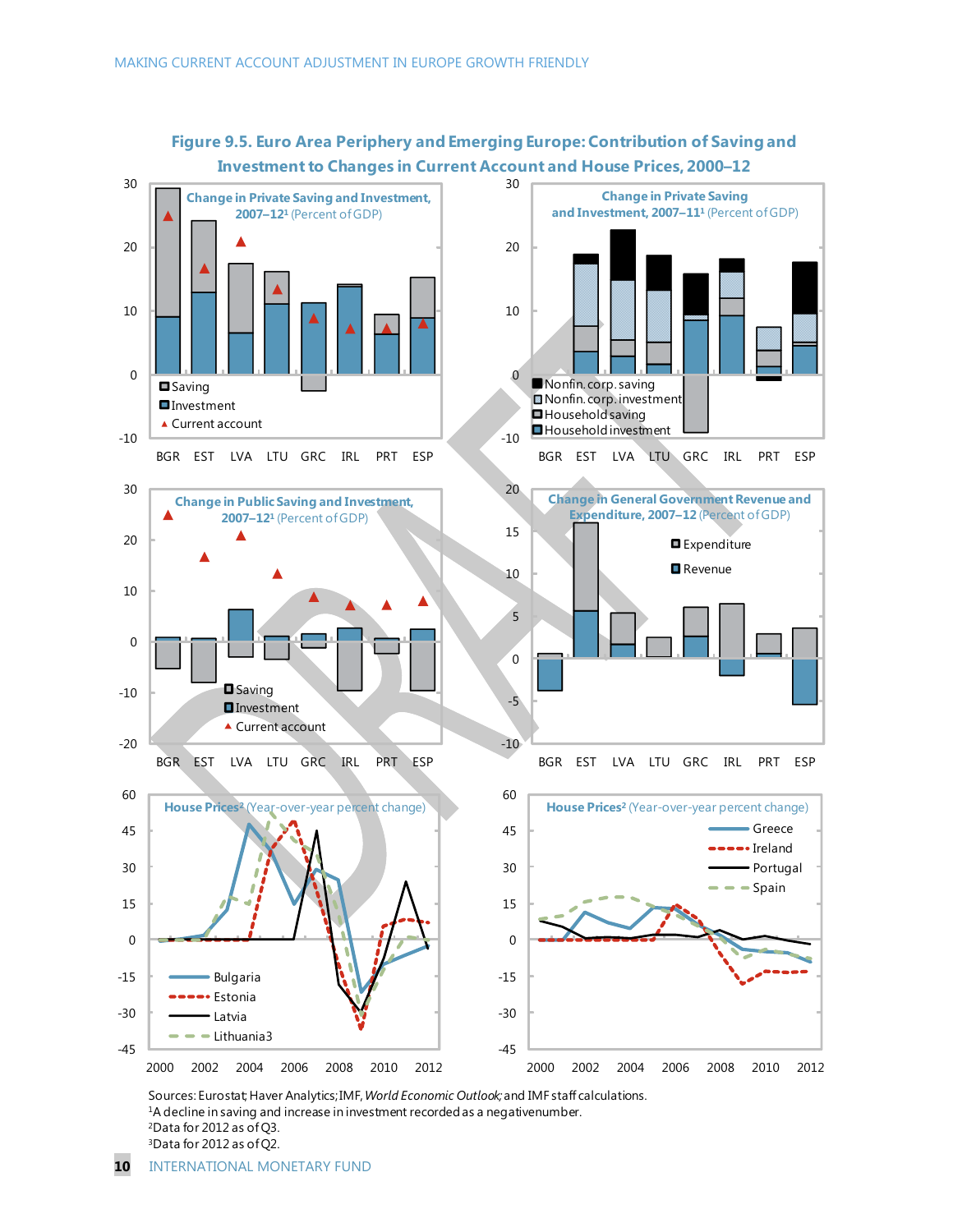## Figure 9.5. Euro Area Periphery and Emerging Europe: Contribution of Saving and Investment to Changes in Current Account and House Prices, 2000–12

**Change in Private Saving and Investment, 2007–12**[1] (Percent of GDP)

Legend: Saving; Investment; Current account

Countries: BGR, EST, LVA, LTU, GRC, IRL, PRT, ESP

**Change in Private Saving and Investment, 2007–11**[1] (Percent of GDP)

Legend: Nonfin. corp. saving; Nonfin. corp. investment; Household saving; Household investment

Countries: BGR, EST, LVA, LTU, GRC, IRL, PRT, ESP

**Change in Public Saving and Investment, 2007–12**[1] (Percent of GDP)

Legend: Saving; Investment; Current account

Countries: BGR, EST, LVA, LTU, GRC, IRL, PRT, ESP

**Change in General Government Revenue and Expenditure, 2007–12** (Percent of GDP)

Legend: Expenditure; Revenue

Countries: BGR, EST, LVA, LTU, GRC, IRL, PRT, ESP

**House Prices**[2] (Year-over-year percent change)

Legend: Bulgaria; Estonia; Latvia; Lithuania[3]

**House Prices**[2] (Year-over-year percent change)

Legend: Greece; Ireland; Portugal; Spain

Sources: Eurostat; Haver Analytics; IMF, *World Economic Outlook;* and IMF staff calculations.

[1]A decline in saving and increase in investment recorded as a negative number.

[2]Data for 2012 as of Q3.

[3]Data for 2012 as of Q2.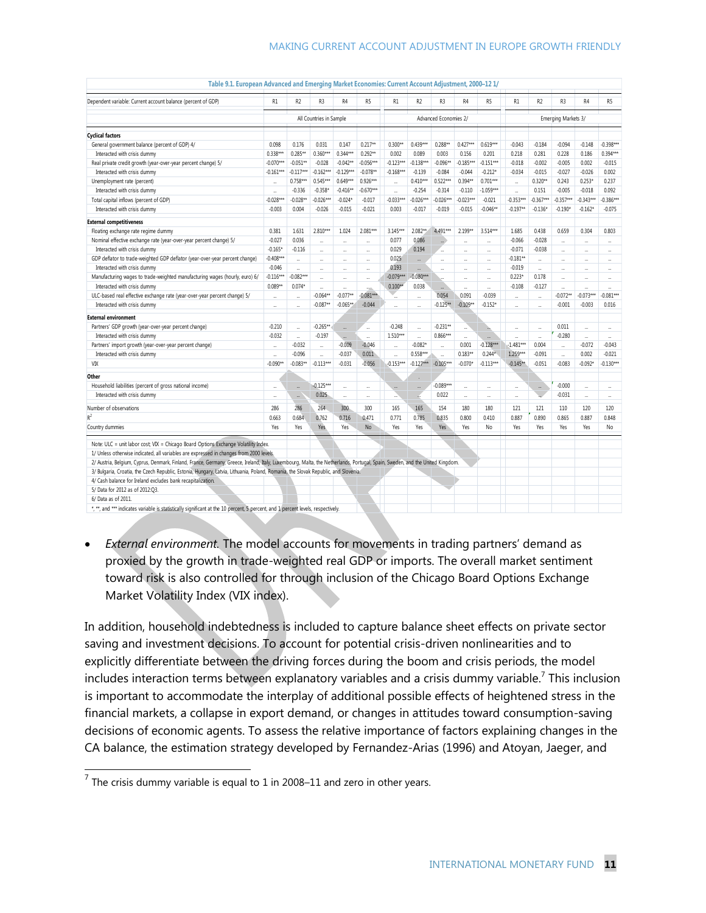**Table 9.1. European Advanced and Emerging Market Economies: Current Account Adjustment, 2000–12 1/**

| Dependent variable: Current account balance (percent of GDP) | R1 | R2 | R3 | R4 | R5 | R1 | R2 | R3 | R4 | R5 | R1 | R2 | R3 | R4 | R5 |
|---|---|---|---|---|---|---|---|---|---|---|---|---|---|---|---|
| | All Countries in Sample | | | | | Advanced Economies 2/ | | | | | Emerging Markets 3/ | | | | |
| **Cyclical factors** | | | | | | | | | | | | | | | |
| General government balance (percent of GDP) 4/ | 0.098 | 0.176 | 0.031 | 0.147 | 0.217** | 0.300** | 0.439*** | 0.288** | 0.427*** | 0.619*** | -0.043 | -0.184 | -0.094 | -0.148 | -0.398*** |
| Interacted with crisis dummy | 0.338*** | 0.285** | 0.360*** | 0.344*** | 0.292** | 0.002 | 0.089 | 0.003 | 0.156 | 0.201 | 0.218 | 0.281 | 0.228 | 0.186 | 0.394*** |
| Real private credit growth (year-over-year percent change) 5/ | -0.070*** | -0.051** | -0.028 | -0.042** | -0.056*** | -0.123*** | -0.138*** | -0.096** | -0.185*** | -0.151*** | -0.018 | -0.002 | -0.005 | 0.002 | -0.015 |
| Interacted with crisis dummy | -0.161*** | -0.117*** | -0.162*** | -0.129*** | -0.078** | -0.168*** | -0.139 | -0.084 | -0.044 | -0.212* | -0.034 | -0.015 | -0.027 | -0.026 | 0.002 |
| Unemployment rate (percent) | ... | 0.758*** | 0.545*** | 0.649*** | 0.926*** | ... | 0.410*** | 0.522*** | 0.394** | 0.701*** | ... | 0.320** | 0.243 | 0.253* | 0.237 |
| Interacted with crisis dummy | ... | -0.336 | -0.358* | -0.416** | -0.670*** | ... | -0.254 | -0.314 | -0.110 | -1.059*** | ... | 0.151 | -0.005 | -0.018 | 0.092 |
| Total capital inflows (percent of GDP) | -0.028*** | -0.028** | -0.026*** | -0.024* | -0.017 | -0.033*** | -0.026*** | -0.026*** | -0.023*** | -0.021 | -0.353*** | -0.367*** | -0.357*** | -0.343*** | -0.386*** |
| Interacted with crisis dummy | -0.003 | 0.004 | -0.026 | -0.015 | -0.021 | 0.003 | -0.017 | -0.019 | -0.015 | -0.046** | -0.197** | -0.136* | -0.190* | -0.162* | -0.075 |
| **External competitiveness** | | | | | | | | | | | | | | | |
| Floating exchange rate regime dummy | 0.381 | 1.631 | 2.810*** | 1.024 | 2.081*** | 3.145*** | 2.082** | 4.491*** | 2.199** | 3.514*** | 1.685 | 0.438 | 0.659 | 0.304 | 0.803 |
| Nominal effective exchange rate (year-over-year percent change) 5/ | -0.027 | 0.036 | ... | ... | ... | 0.077 | 0.086 | ... | ... | ... | -0.066 | -0.028 | ... | ... | ... |
| Interacted with crisis dummy | -0.165* | -0.116 | ... | ... | ... | 0.029 | 0.194 | ... | ... | ... | -0.071 | -0.038 | ... | ... | ... |
| GDP deflator to trade-weighted GDP deflator (year-over-year percent change) | -0.408*** | ... | ... | ... | ... | 0.025 | ... | ... | ... | ... | -0.181** | ... | ... | ... | ... |
| Interacted with crisis dummy | -0.046 | ... | ... | ... | ... | 0.193 | ... | ... | ... | ... | -0.019 | ... | ... | ... | ... |
| Manufacturing wages to trade-weighted manufacturing wages (hourly, euro) 6/ | -0.116*** | -0.082*** | ... | ... | ... | -0.079*** | -0.080*** | ... | ... | ... | 0.223* | 0.178 | ... | ... | ... |
| Interacted with crisis dummy | 0.089** | 0.074* | ... | ... | ... | 0.100** | 0.038 | ... | ... | ... | -0.108 | -0.127 | ... | ... | ... |
| ULC-based real effective exchange rate (year-over-year percent change) 5/ | ... | ... | -0.064** | -0.077** | -0.081*** | ... | ... | 0.054 | 0.091 | -0.039 | ... | ... | -0.072** | -0.073*** | -0.081*** |
| Interacted with crisis dummy | ... | ... | -0.087** | -0.065** | -0.044 | ... | ... | -0.125** | -0.109** | -0.152* | ... | ... | -0.001 | -0.003 | 0.016 |
| **External environment** | | | | | | | | | | | | | | | |
| Partners' GDP growth (year-over-year percent change) | -0.210 | ... | -0.265** | ... | ... | -0.248 | ... | -0.231** | ... | ... | ... | ... | 0.011 | ... | ... |
| Interacted with crisis dummy | -0.032 | ... | -0.197 | ... | ... | 1.510*** | ... | 0.866*** | ... | ... | ... | ... | -0.280 | ... | ... |
| Partners' import growth (year-over-year percent change) | ... | -0.032 | ... | -0.009 | -0.046 | ... | -0.082* | ... | 0.001 | -0.128*** | -1.481*** | 0.004 | ... | -0.072 | -0.043 |
| Interacted with crisis dummy | ... | -0.096 | ... | -0.037 | 0.011 | ... | 0.558*** | ... | 0.183** | 0.244* | 1.259*** | -0.091 | ... | 0.002 | -0.021 |
| VIX | -0.090** | -0.083** | -0.113*** | -0.031 | -0.056 | -0.153*** | -0.127*** | -0.105*** | -0.070* | -0.113*** | -0.145** | -0.051 | -0.083 | -0.092* | -0.130*** |
| **Other** | | | | | | | | | | | | | | | |
| Household liabilities (percent of gross national income) | ... | ... | -0.125*** | ... | ... | ... | ... | -0.089*** | ... | ... | ... | ... | -0.000 | ... | ... |
| Interacted with crisis dummy | ... | ... | 0.025 | ... | ... | ... | ... | 0.022 | ... | ... | ... | ... | -0.031 | ... | ... |
| Number of observations | 286 | 286 | 264 | 300 | 300 | 165 | 165 | 154 | 180 | 180 | 121 | 121 | 110 | 120 | 120 |
| $R^2$ | 0.663 | 0.684 | 0.762 | 0.716 | 0.471 | 0.771 | 0.785 | 0.835 | 0.800 | 0.410 | 0.887 | 0.890 | 0.865 | 0.887 | 0.848 |
| Country dummies | Yes | Yes | Yes | Yes | No | Yes | Yes | Yes | Yes | No | Yes | Yes | Yes | Yes | No |

Note: ULC = unit labor cost; VIX = Chicago Board Options Exchange Volatility Index.
1/ Unless otherwise indicated, all variables are expressed in changes from 2000 levels.
2/ Austria, Belgium, Cyprus, Denmark, Finland, France, Germany, Greece, Ireland, Italy, Luxembourg, Malta, the Netherlands, Portugal, Spain, Sweden, and the United Kingdom.
3/ Bulgaria, Croatia, the Czech Republic, Estonia, Hungary, Latvia, Lithuania, Poland, Romania, the Slovak Republic, and Slovenia.
4/ Cash balance for Ireland excludes bank recapitalization.
5/ Data for 2012 as of 2012:Q3.
6/ Data as of 2011.
*, **, and *** indicates variable is statistically significant at the 10 percent, 5 percent, and 1 percent levels, respectively.

- *External environment*. The model accounts for movements in trading partners' demand as proxied by the growth in trade-weighted real GDP or imports. The overall market sentiment toward risk is also controlled for through inclusion of the Chicago Board Options Exchange Market Volatility Index (VIX index).

In addition, household indebtedness is included to capture balance sheet effects on private sector saving and investment decisions. To account for potential crisis-driven nonlinearities and to explicitly differentiate between the driving forces during the boom and crisis periods, the model includes interaction terms between explanatory variables and a crisis dummy variable.[7] This inclusion is important to accommodate the interplay of additional possible effects of heightened stress in the financial markets, a collapse in export demand, or changes in attitudes toward consumption-saving decisions of economic agents. To assess the relative importance of factors explaining changes in the CA balance, the estimation strategy developed by Fernandez-Arias (1996) and Atoyan, Jaeger, and

[7] The crisis dummy variable is equal to 1 in 2008–11 and zero in other years.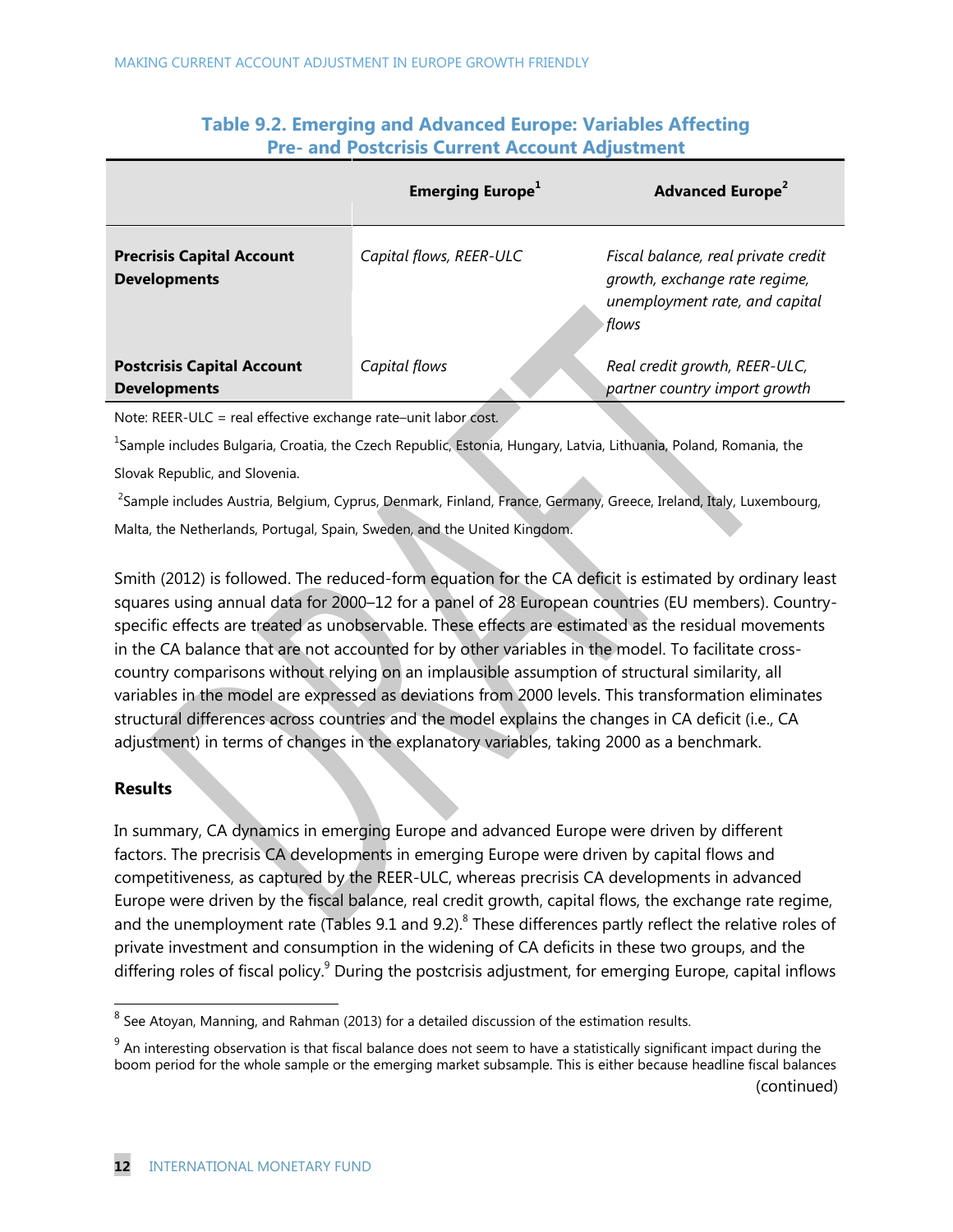**Table 9.2. Emerging and Advanced Europe: Variables Affecting Pre- and Postcrisis Current Account Adjustment**

| | Emerging Europe[1] | Advanced Europe[2] |
|---|---|---|
| **Precrisis Capital Account Developments** | *Capital flows, REER-ULC* | *Fiscal balance, real private credit growth, exchange rate regime, unemployment rate, and capital flows* |
| **Postcrisis Capital Account Developments** | *Capital flows* | *Real credit growth, REER-ULC, partner country import growth* |

Note: REER-ULC = real effective exchange rate–unit labor cost.

[1]Sample includes Bulgaria, Croatia, the Czech Republic, Estonia, Hungary, Latvia, Lithuania, Poland, Romania, the Slovak Republic, and Slovenia.

[2]Sample includes Austria, Belgium, Cyprus, Denmark, Finland, France, Germany, Greece, Ireland, Italy, Luxembourg, Malta, the Netherlands, Portugal, Spain, Sweden, and the United Kingdom.

Smith (2012) is followed. The reduced-form equation for the CA deficit is estimated by ordinary least squares using annual data for 2000–12 for a panel of 28 European countries (EU members). Country-specific effects are treated as unobservable. These effects are estimated as the residual movements in the CA balance that are not accounted for by other variables in the model. To facilitate cross-country comparisons without relying on an implausible assumption of structural similarity, all variables in the model are expressed as deviations from 2000 levels. This transformation eliminates structural differences across countries and the model explains the changes in CA deficit (i.e., CA adjustment) in terms of changes in the explanatory variables, taking 2000 as a benchmark.

### Results

In summary, CA dynamics in emerging Europe and advanced Europe were driven by different factors. The precrisis CA developments in emerging Europe were driven by capital flows and competitiveness, as captured by the REER-ULC, whereas precrisis CA developments in advanced Europe were driven by the fiscal balance, real credit growth, capital flows, the exchange rate regime, and the unemployment rate (Tables 9.1 and 9.2).[8] These differences partly reflect the relative roles of private investment and consumption in the widening of CA deficits in these two groups, and the differing roles of fiscal policy.[9] During the postcrisis adjustment, for emerging Europe, capital inflows

[8] See Atoyan, Manning, and Rahman (2013) for a detailed discussion of the estimation results.

[9] An interesting observation is that fiscal balance does not seem to have a statistically significant impact during the boom period for the whole sample or the emerging market subsample. This is either because headline fiscal balances (continued)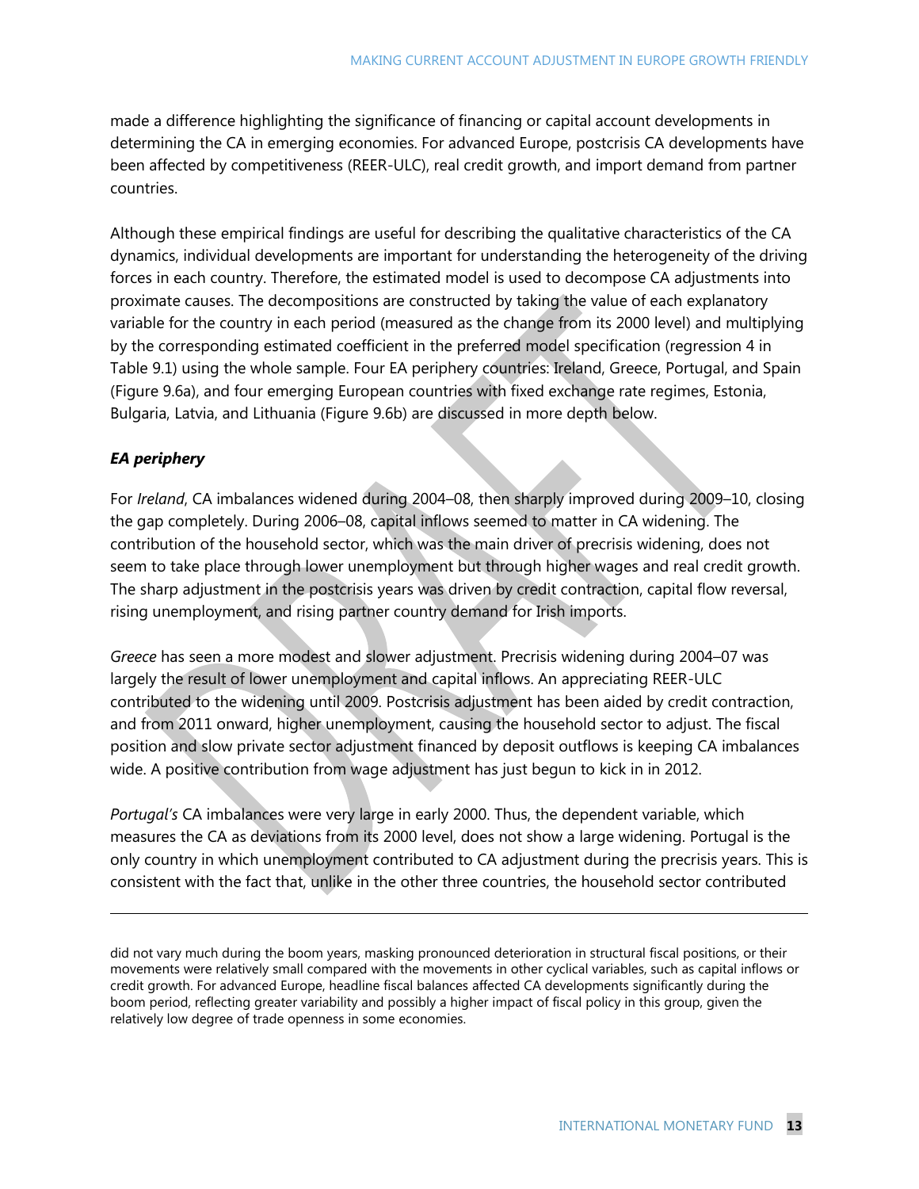made a difference highlighting the significance of financing or capital account developments in determining the CA in emerging economies. For advanced Europe, postcrisis CA developments have been affected by competitiveness (REER-ULC), real credit growth, and import demand from partner countries.

Although these empirical findings are useful for describing the qualitative characteristics of the CA dynamics, individual developments are important for understanding the heterogeneity of the driving forces in each country. Therefore, the estimated model is used to decompose CA adjustments into proximate causes. The decompositions are constructed by taking the value of each explanatory variable for the country in each period (measured as the change from its 2000 level) and multiplying by the corresponding estimated coefficient in the preferred model specification (regression 4 in Table 9.1) using the whole sample. Four EA periphery countries: Ireland, Greece, Portugal, and Spain (Figure 9.6a), and four emerging European countries with fixed exchange rate regimes, Estonia, Bulgaria, Latvia, and Lithuania (Figure 9.6b) are discussed in more depth below.

***EA periphery***

For *Ireland*, CA imbalances widened during 2004–08, then sharply improved during 2009–10, closing the gap completely. During 2006–08, capital inflows seemed to matter in CA widening. The contribution of the household sector, which was the main driver of precrisis widening, does not seem to take place through lower unemployment but through higher wages and real credit growth. The sharp adjustment in the postcrisis years was driven by credit contraction, capital flow reversal, rising unemployment, and rising partner country demand for Irish imports.

*Greece* has seen a more modest and slower adjustment. Precrisis widening during 2004–07 was largely the result of lower unemployment and capital inflows. An appreciating REER-ULC contributed to the widening until 2009. Postcrisis adjustment has been aided by credit contraction, and from 2011 onward, higher unemployment, causing the household sector to adjust. The fiscal position and slow private sector adjustment financed by deposit outflows is keeping CA imbalances wide. A positive contribution from wage adjustment has just begun to kick in in 2012.

*Portugal's* CA imbalances were very large in early 2000. Thus, the dependent variable, which measures the CA as deviations from its 2000 level, does not show a large widening. Portugal is the only country in which unemployment contributed to CA adjustment during the precrisis years. This is consistent with the fact that, unlike in the other three countries, the household sector contributed

---

did not vary much during the boom years, masking pronounced deterioration in structural fiscal positions, or their movements were relatively small compared with the movements in other cyclical variables, such as capital inflows or credit growth. For advanced Europe, headline fiscal balances affected CA developments significantly during the boom period, reflecting greater variability and possibly a higher impact of fiscal policy in this group, given the relatively low degree of trade openness in some economies.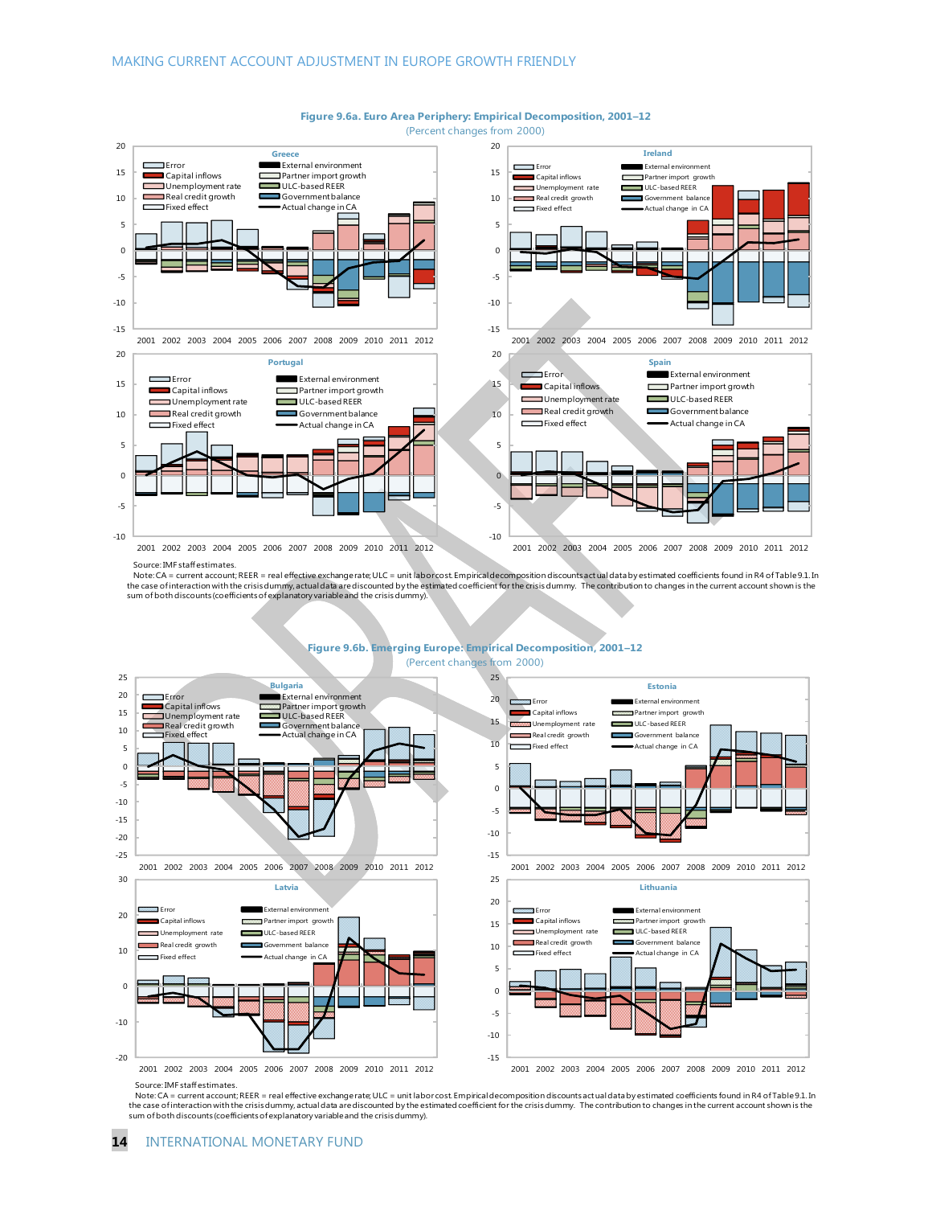**Figure 9.6a. Euro Area Periphery: Empirical Decomposition, 2001–12**

(Percent changes from 2000)

Source: IMF staff estimates.

Note: CA = current account; REER = real effective exchange rate; ULC = unit labor cost. Empirical decomposition discounts actual data by estimated coefficients found in R4 of Table 9.1. In the case of interaction with the crisis dummy, actual data are discounted by the estimated coefficient for the crisis dummy. The contribution to changes in the current account shown is the sum of both discounts (coefficients of explanatory variable and the crisis dummy).

**Figure 9.6b. Emerging Europe: Empirical Decomposition, 2001–12**

(Percent changes from 2000)

Source: IMF staff estimates.

Note: CA = current account; REER = real effective exchange rate; ULC = unit labor cost. Empirical decomposition discounts actual data by estimated coefficients found in R4 of Table 9.1. In the case of interaction with the crisis dummy, actual data are discounted by the estimated coefficient for the crisis dummy. The contribution to changes in the current account shown is the sum of both discounts (coefficients of explanatory variable and the crisis dummy).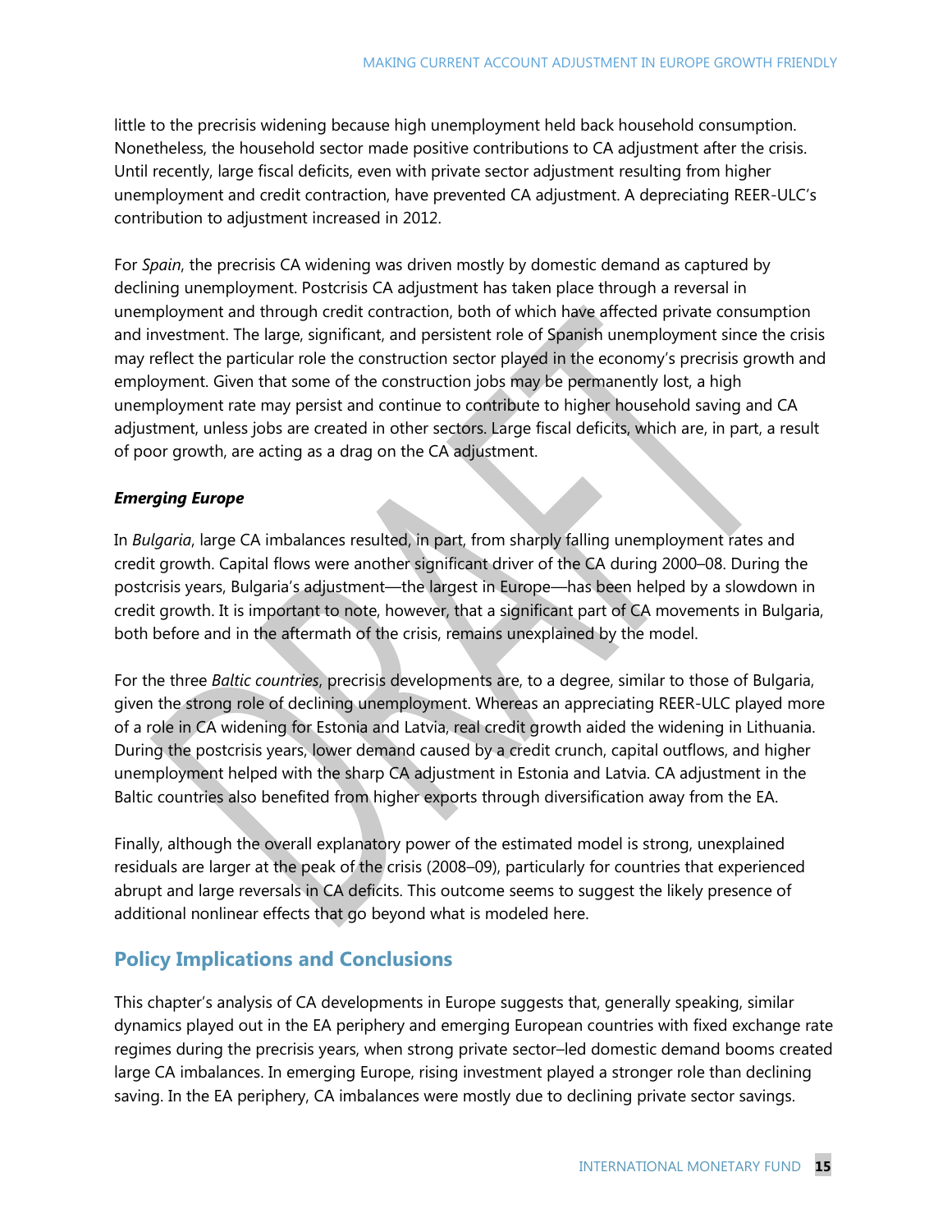little to the precrisis widening because high unemployment held back household consumption. Nonetheless, the household sector made positive contributions to CA adjustment after the crisis. Until recently, large fiscal deficits, even with private sector adjustment resulting from higher unemployment and credit contraction, have prevented CA adjustment. A depreciating REER-ULC's contribution to adjustment increased in 2012.

For *Spain*, the precrisis CA widening was driven mostly by domestic demand as captured by declining unemployment. Postcrisis CA adjustment has taken place through a reversal in unemployment and through credit contraction, both of which have affected private consumption and investment. The large, significant, and persistent role of Spanish unemployment since the crisis may reflect the particular role the construction sector played in the economy's precrisis growth and employment. Given that some of the construction jobs may be permanently lost, a high unemployment rate may persist and continue to contribute to higher household saving and CA adjustment, unless jobs are created in other sectors. Large fiscal deficits, which are, in part, a result of poor growth, are acting as a drag on the CA adjustment.

***Emerging Europe***

In *Bulgaria*, large CA imbalances resulted, in part, from sharply falling unemployment rates and credit growth. Capital flows were another significant driver of the CA during 2000–08. During the postcrisis years, Bulgaria's adjustment—the largest in Europe—has been helped by a slowdown in credit growth. It is important to note, however, that a significant part of CA movements in Bulgaria, both before and in the aftermath of the crisis, remains unexplained by the model.

For the three *Baltic countries*, precrisis developments are, to a degree, similar to those of Bulgaria, given the strong role of declining unemployment. Whereas an appreciating REER-ULC played more of a role in CA widening for Estonia and Latvia, real credit growth aided the widening in Lithuania. During the postcrisis years, lower demand caused by a credit crunch, capital outflows, and higher unemployment helped with the sharp CA adjustment in Estonia and Latvia. CA adjustment in the Baltic countries also benefited from higher exports through diversification away from the EA.

Finally, although the overall explanatory power of the estimated model is strong, unexplained residuals are larger at the peak of the crisis (2008–09), particularly for countries that experienced abrupt and large reversals in CA deficits. This outcome seems to suggest the likely presence of additional nonlinear effects that go beyond what is modeled here.

## Policy Implications and Conclusions

This chapter's analysis of CA developments in Europe suggests that, generally speaking, similar dynamics played out in the EA periphery and emerging European countries with fixed exchange rate regimes during the precrisis years, when strong private sector–led domestic demand booms created large CA imbalances. In emerging Europe, rising investment played a stronger role than declining saving. In the EA periphery, CA imbalances were mostly due to declining private sector savings.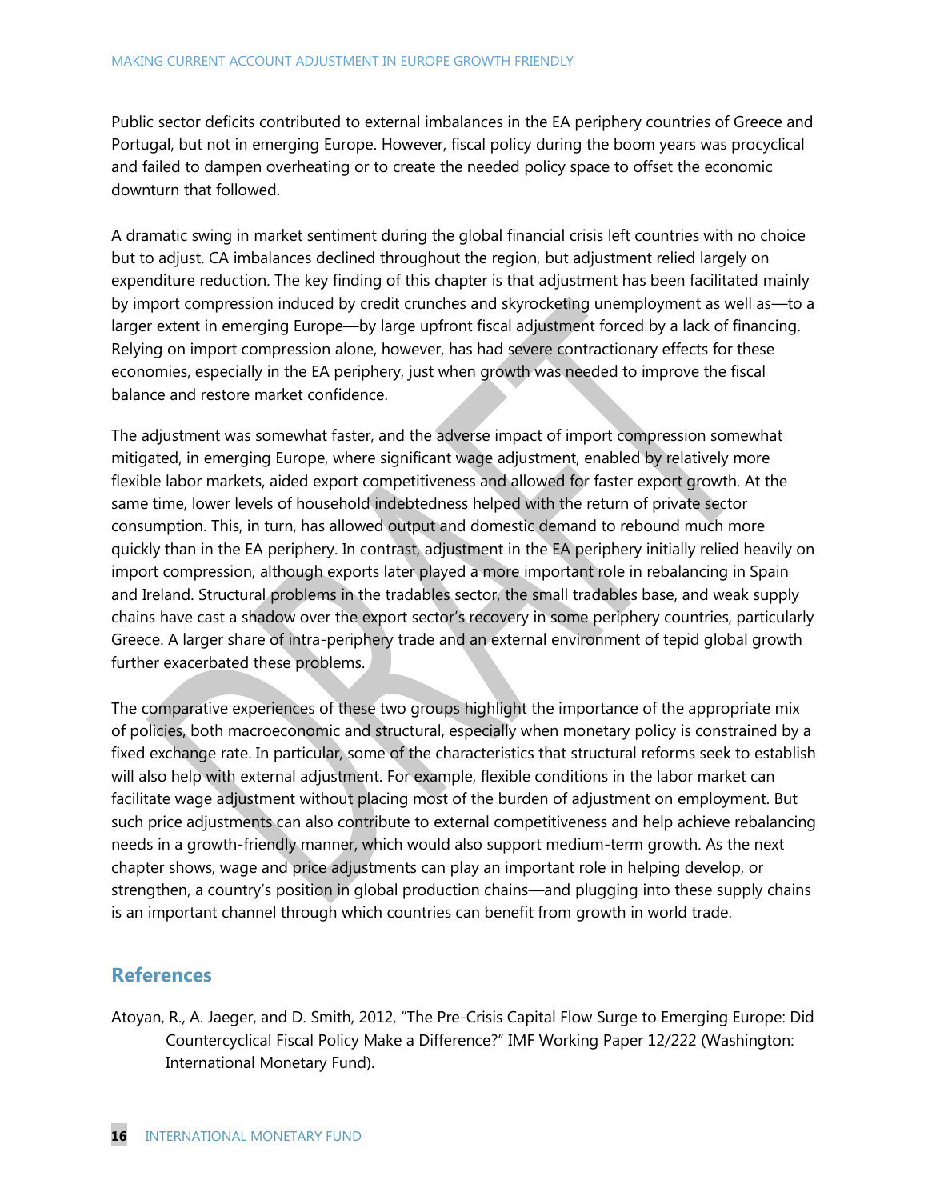Public sector deficits contributed to external imbalances in the EA periphery countries of Greece and Portugal, but not in emerging Europe. However, fiscal policy during the boom years was procyclical and failed to dampen overheating or to create the needed policy space to offset the economic downturn that followed.

A dramatic swing in market sentiment during the global financial crisis left countries with no choice but to adjust. CA imbalances declined throughout the region, but adjustment relied largely on expenditure reduction. The key finding of this chapter is that adjustment has been facilitated mainly by import compression induced by credit crunches and skyrocketing unemployment as well as—to a larger extent in emerging Europe—by large upfront fiscal adjustment forced by a lack of financing. Relying on import compression alone, however, has had severe contractionary effects for these economies, especially in the EA periphery, just when growth was needed to improve the fiscal balance and restore market confidence.

The adjustment was somewhat faster, and the adverse impact of import compression somewhat mitigated, in emerging Europe, where significant wage adjustment, enabled by relatively more flexible labor markets, aided export competitiveness and allowed for faster export growth. At the same time, lower levels of household indebtedness helped with the return of private sector consumption. This, in turn, has allowed output and domestic demand to rebound much more quickly than in the EA periphery. In contrast, adjustment in the EA periphery initially relied heavily on import compression, although exports later played a more important role in rebalancing in Spain and Ireland. Structural problems in the tradables sector, the small tradables base, and weak supply chains have cast a shadow over the export sector's recovery in some periphery countries, particularly Greece. A larger share of intra-periphery trade and an external environment of tepid global growth further exacerbated these problems.

The comparative experiences of these two groups highlight the importance of the appropriate mix of policies, both macroeconomic and structural, especially when monetary policy is constrained by a fixed exchange rate. In particular, some of the characteristics that structural reforms seek to establish will also help with external adjustment. For example, flexible conditions in the labor market can facilitate wage adjustment without placing most of the burden of adjustment on employment. But such price adjustments can also contribute to external competitiveness and help achieve rebalancing needs in a growth-friendly manner, which would also support medium-term growth. As the next chapter shows, wage and price adjustments can play an important role in helping develop, or strengthen, a country's position in global production chains—and plugging into these supply chains is an important channel through which countries can benefit from growth in world trade.

## References

Atoyan, R., A. Jaeger, and D. Smith, 2012, "The Pre-Crisis Capital Flow Surge to Emerging Europe: Did Countercyclical Fiscal Policy Make a Difference?" IMF Working Paper 12/222 (Washington: International Monetary Fund).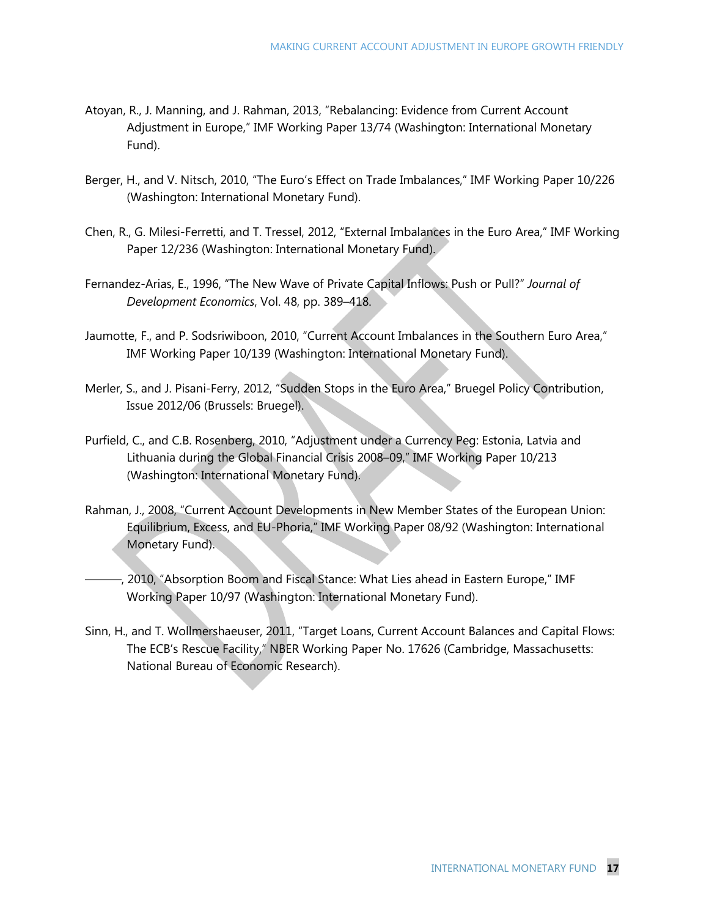Atoyan, R., J. Manning, and J. Rahman, 2013, "Rebalancing: Evidence from Current Account Adjustment in Europe," IMF Working Paper 13/74 (Washington: International Monetary Fund).

Berger, H., and V. Nitsch, 2010, "The Euro's Effect on Trade Imbalances," IMF Working Paper 10/226 (Washington: International Monetary Fund).

Chen, R., G. Milesi-Ferretti, and T. Tressel, 2012, "External Imbalances in the Euro Area," IMF Working Paper 12/236 (Washington: International Monetary Fund).

Fernandez-Arias, E., 1996, "The New Wave of Private Capital Inflows: Push or Pull?" *Journal of Development Economics*, Vol. 48, pp. 389–418.

Jaumotte, F., and P. Sodsriwiboon, 2010, "Current Account Imbalances in the Southern Euro Area," IMF Working Paper 10/139 (Washington: International Monetary Fund).

Merler, S., and J. Pisani-Ferry, 2012, "Sudden Stops in the Euro Area," Bruegel Policy Contribution, Issue 2012/06 (Brussels: Bruegel).

Purfield, C., and C.B. Rosenberg, 2010, "Adjustment under a Currency Peg: Estonia, Latvia and Lithuania during the Global Financial Crisis 2008–09," IMF Working Paper 10/213 (Washington: International Monetary Fund).

Rahman, J., 2008, "Current Account Developments in New Member States of the European Union: Equilibrium, Excess, and EU-Phoria," IMF Working Paper 08/92 (Washington: International Monetary Fund).

———, 2010, "Absorption Boom and Fiscal Stance: What Lies ahead in Eastern Europe," IMF Working Paper 10/97 (Washington: International Monetary Fund).

Sinn, H., and T. Wollmershaeuser, 2011, "Target Loans, Current Account Balances and Capital Flows: The ECB's Rescue Facility," NBER Working Paper No. 17626 (Cambridge, Massachusetts: National Bureau of Economic Research).